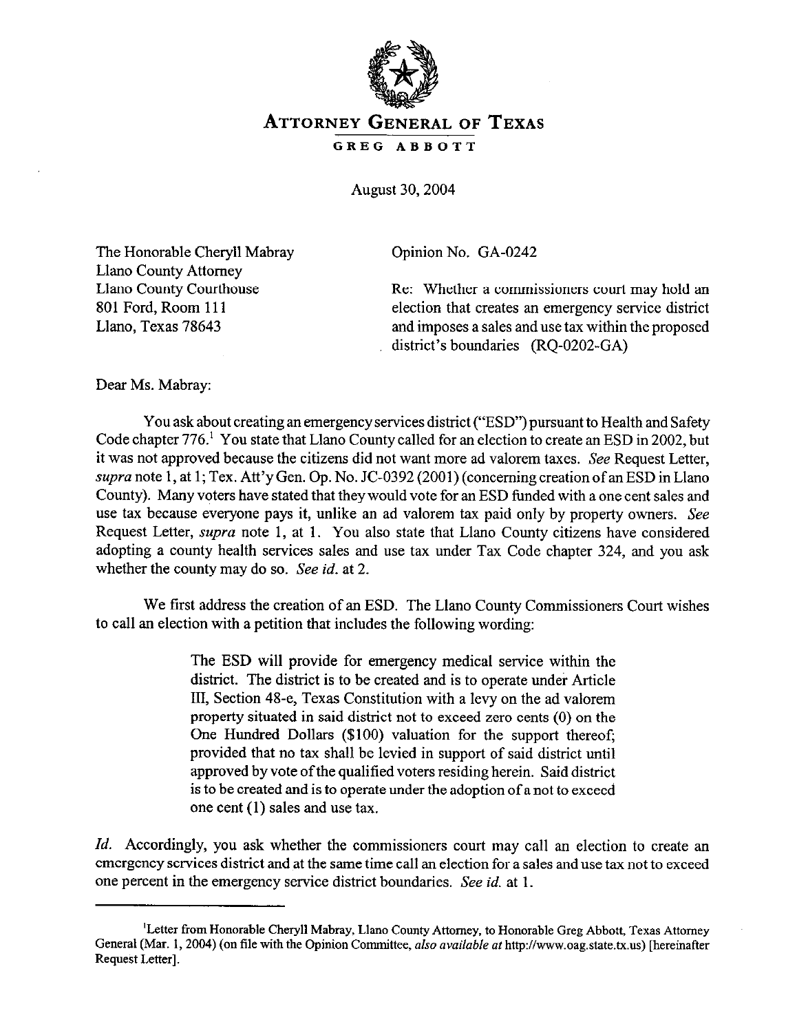# ATTORNEY GENERAL OF TEXAS

**GREG ABBOTT**

August 30, 2004

The Honorable Cheryll Mabray
Llano County Attorney
Llano County Courthouse
801 Ford, Room 111
Llano, Texas 78643

Opinion No. GA-0242

Re: Whether a commissioners court may hold an election that creates an emergency service district and imposes a sales and use tax within the proposed district's boundaries (RQ-0202-GA)

Dear Ms. Mabray:

You ask about creating an emergency services district ("ESD") pursuant to Health and Safety Code chapter 776.[1] You state that Llano County called for an election to create an ESD in 2002, but it was not approved because the citizens did not want more ad valorem taxes. *See* Request Letter, *supra* note 1, at 1; Tex. Att'y Gen. Op. No. JC-0392 (2001) (concerning creation of an ESD in Llano County). Many voters have stated that they would vote for an ESD funded with a one cent sales and use tax because everyone pays it, unlike an ad valorem tax paid only by property owners. *See* Request Letter, *supra* note 1, at 1. You also state that Llano County citizens have considered adopting a county health services sales and use tax under Tax Code chapter 324, and you ask whether the county may do so. *See id.* at 2.

We first address the creation of an ESD. The Llano County Commissioners Court wishes to call an election with a petition that includes the following wording:

> The ESD will provide for emergency medical service within the district. The district is to be created and is to operate under Article III, Section 48-e, Texas Constitution with a levy on the ad valorem property situated in said district not to exceed zero cents (0) on the One Hundred Dollars ($100) valuation for the support thereof; provided that no tax shall be levied in support of said district until approved by vote of the qualified voters residing herein. Said district is to be created and is to operate under the adoption of a not to exceed one cent (1) sales and use tax.

*Id.* Accordingly, you ask whether the commissioners court may call an election to create an emergency services district and at the same time call an election for a sales and use tax not to exceed one percent in the emergency service district boundaries. *See id.* at 1.

---

[1] Letter from Honorable Cheryll Mabray, Llano County Attorney, to Honorable Greg Abbott, Texas Attorney General (Mar. 1, 2004) (on file with the Opinion Committee, *also available at* http://www.oag.state.tx.us) [hereinafter Request Letter].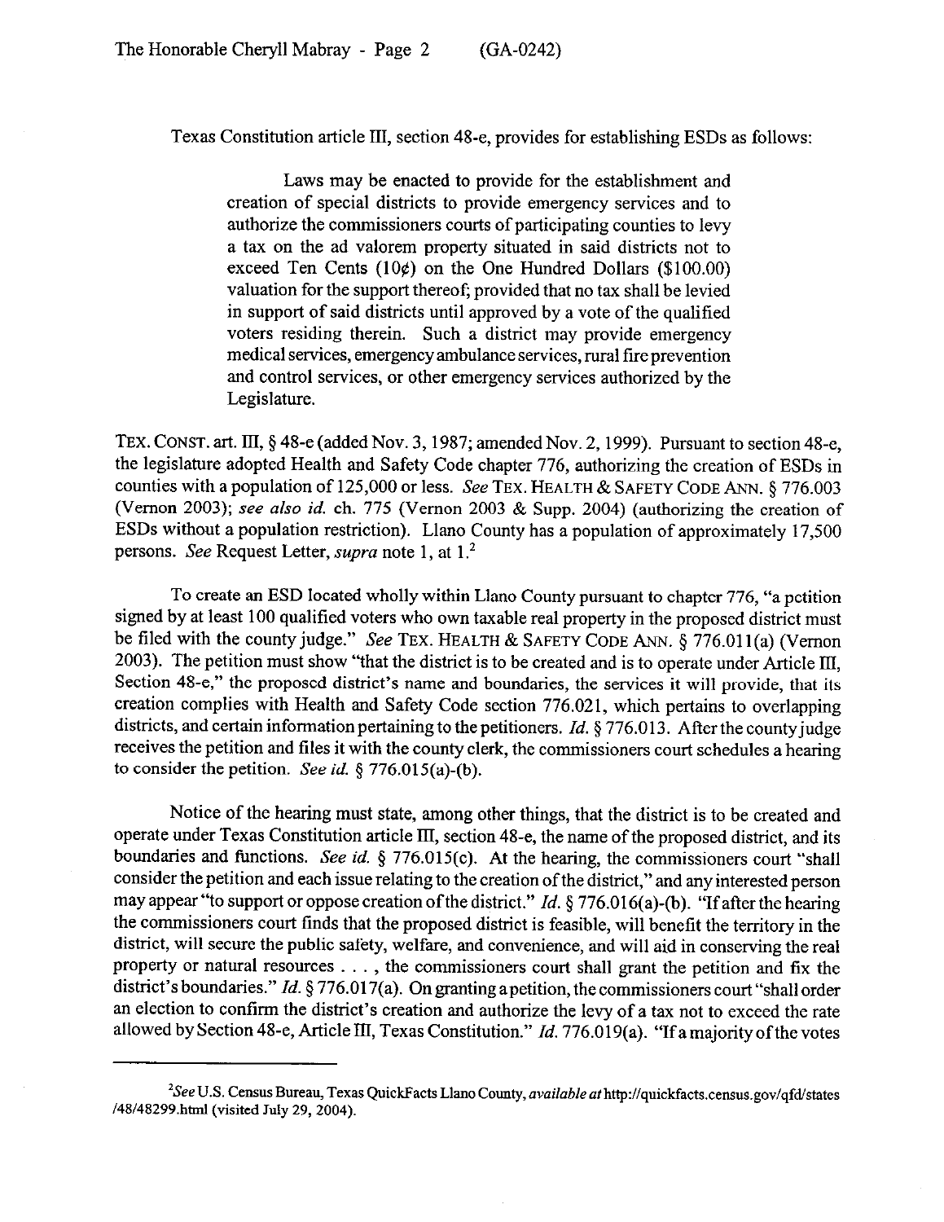Texas Constitution article III, section 48-e, provides for establishing ESDs as follows:

> Laws may be enacted to provide for the establishment and creation of special districts to provide emergency services and to authorize the commissioners courts of participating counties to levy a tax on the ad valorem property situated in said districts not to exceed Ten Cents (10¢) on the One Hundred Dollars ($100.00) valuation for the support thereof; provided that no tax shall be levied in support of said districts until approved by a vote of the qualified voters residing therein. Such a district may provide emergency medical services, emergency ambulance services, rural fire prevention and control services, or other emergency services authorized by the Legislature.

TEX. CONST. art. III, § 48-e (added Nov. 3, 1987; amended Nov. 2, 1999). Pursuant to section 48-e, the legislature adopted Health and Safety Code chapter 776, authorizing the creation of ESDs in counties with a population of 125,000 or less. *See* TEX. HEALTH & SAFETY CODE ANN. § 776.003 (Vernon 2003); *see also id.* ch. 775 (Vernon 2003 & Supp. 2004) (authorizing the creation of ESDs without a population restriction). Llano County has a population of approximately 17,500 persons. *See* Request Letter, *supra* note 1, at 1.[2]

To create an ESD located wholly within Llano County pursuant to chapter 776, "a petition signed by at least 100 qualified voters who own taxable real property in the proposed district must be filed with the county judge." *See* TEX. HEALTH & SAFETY CODE ANN. § 776.011(a) (Vernon 2003). The petition must show "that the district is to be created and is to operate under Article III, Section 48-e," the proposed district's name and boundaries, the services it will provide, that its creation complies with Health and Safety Code section 776.021, which pertains to overlapping districts, and certain information pertaining to the petitioners. *Id.* § 776.013. After the county judge receives the petition and files it with the county clerk, the commissioners court schedules a hearing to consider the petition. *See id.* § 776.015(a)-(b).

Notice of the hearing must state, among other things, that the district is to be created and operate under Texas Constitution article III, section 48-e, the name of the proposed district, and its boundaries and functions. *See id.* § 776.015(c). At the hearing, the commissioners court "shall consider the petition and each issue relating to the creation of the district," and any interested person may appear "to support or oppose creation of the district." *Id.* § 776.016(a)-(b). "If after the hearing the commissioners court finds that the proposed district is feasible, will benefit the territory in the district, will secure the public safety, welfare, and convenience, and will aid in conserving the real property or natural resources . . . , the commissioners court shall grant the petition and fix the district's boundaries." *Id.* § 776.017(a). On granting a petition, the commissioners court "shall order an election to confirm the district's creation and authorize the levy of a tax not to exceed the rate allowed by Section 48-e, Article III, Texas Constitution." *Id.* 776.019(a). "If a majority of the votes

---

[2] *See* U.S. Census Bureau, Texas QuickFacts Llano County, *available at* http://quickfacts.census.gov/qfd/states/48/48299.html (visited July 29, 2004).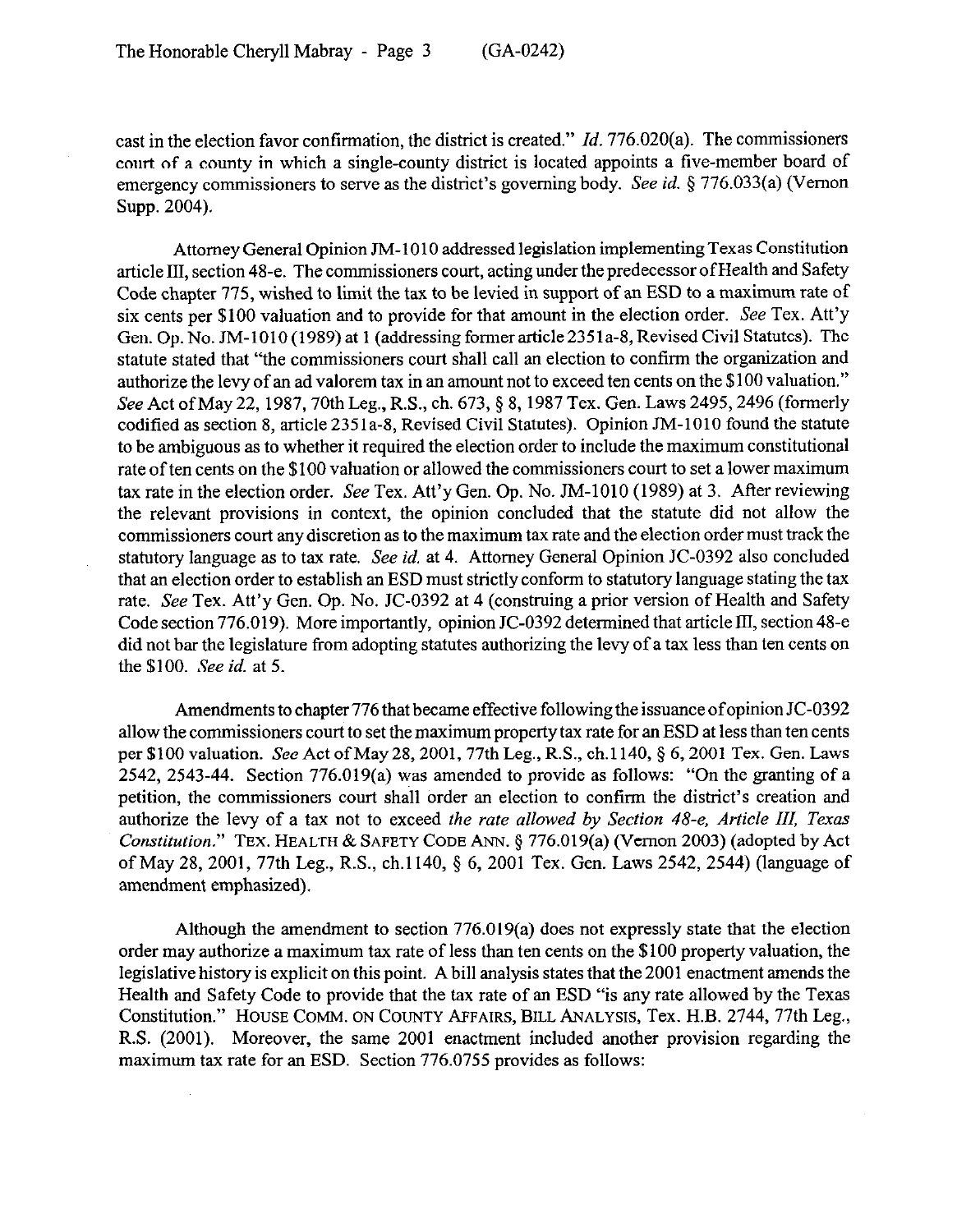cast in the election favor confirmation, the district is created." *Id.* 776.020(a). The commissioners court of a county in which a single-county district is located appoints a five-member board of emergency commissioners to serve as the district's governing body. *See id.* § 776.033(a) (Vernon Supp. 2004).

Attorney General Opinion JM-1010 addressed legislation implementing Texas Constitution article III, section 48-e. The commissioners court, acting under the predecessor of Health and Safety Code chapter 775, wished to limit the tax to be levied in support of an ESD to a maximum rate of six cents per $100 valuation and to provide for that amount in the election order. *See* Tex. Att'y Gen. Op. No. JM-1010 (1989) at 1 (addressing former article 2351a-8, Revised Civil Statutes). The statute stated that "the commissioners court shall call an election to confirm the organization and authorize the levy of an ad valorem tax in an amount not to exceed ten cents on the $100 valuation." *See* Act of May 22, 1987, 70th Leg., R.S., ch. 673, § 8, 1987 Tex. Gen. Laws 2495, 2496 (formerly codified as section 8, article 2351a-8, Revised Civil Statutes). Opinion JM-1010 found the statute to be ambiguous as to whether it required the election order to include the maximum constitutional rate of ten cents on the $100 valuation or allowed the commissioners court to set a lower maximum tax rate in the election order. *See* Tex. Att'y Gen. Op. No. JM-1010 (1989) at 3. After reviewing the relevant provisions in context, the opinion concluded that the statute did not allow the commissioners court any discretion as to the maximum tax rate and the election order must track the statutory language as to tax rate. *See id.* at 4. Attorney General Opinion JC-0392 also concluded that an election order to establish an ESD must strictly conform to statutory language stating the tax rate. *See* Tex. Att'y Gen. Op. No. JC-0392 at 4 (construing a prior version of Health and Safety Code section 776.019). More importantly, opinion JC-0392 determined that article III, section 48-e did not bar the legislature from adopting statutes authorizing the levy of a tax less than ten cents on the $100. *See id.* at 5.

Amendments to chapter 776 that became effective following the issuance of opinion JC-0392 allow the commissioners court to set the maximum property tax rate for an ESD at less than ten cents per $100 valuation. *See* Act of May 28, 2001, 77th Leg., R.S., ch.1140, § 6, 2001 Tex. Gen. Laws 2542, 2543-44. Section 776.019(a) was amended to provide as follows: "On the granting of a petition, the commissioners court shall order an election to confirm the district's creation and authorize the levy of a tax not to exceed *the rate allowed by Section 48-e, Article III, Texas Constitution.*" TEX. HEALTH & SAFETY CODE ANN. § 776.019(a) (Vernon 2003) (adopted by Act of May 28, 2001, 77th Leg., R.S., ch.1140, § 6, 2001 Tex. Gen. Laws 2542, 2544) (language of amendment emphasized).

Although the amendment to section 776.019(a) does not expressly state that the election order may authorize a maximum tax rate of less than ten cents on the $100 property valuation, the legislative history is explicit on this point. A bill analysis states that the 2001 enactment amends the Health and Safety Code to provide that the tax rate of an ESD "is any rate allowed by the Texas Constitution." HOUSE COMM. ON COUNTY AFFAIRS, BILL ANALYSIS, Tex. H.B. 2744, 77th Leg., R.S. (2001). Moreover, the same 2001 enactment included another provision regarding the maximum tax rate for an ESD. Section 776.0755 provides as follows: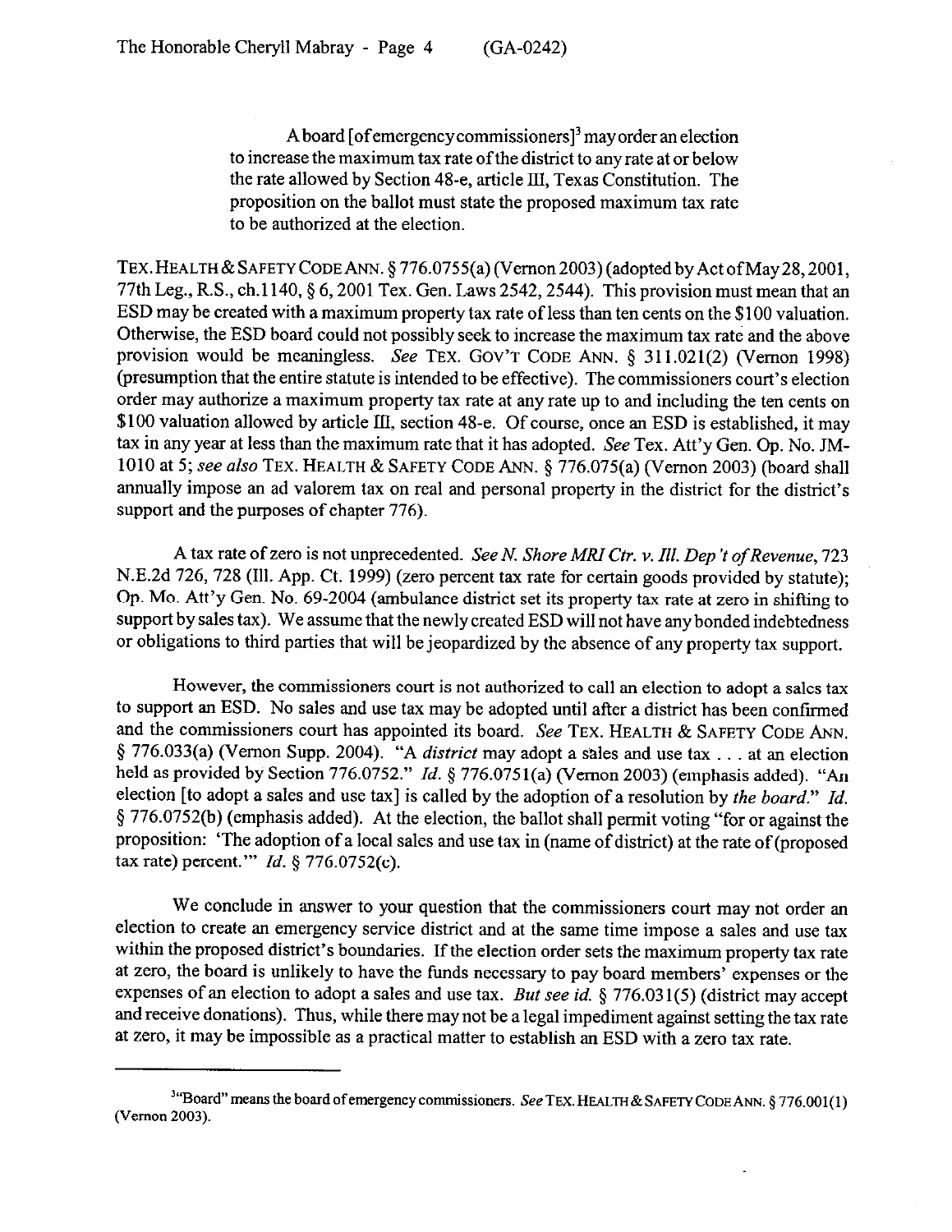> A board [of emergency commissioners][3] may order an election to increase the maximum tax rate of the district to any rate at or below the rate allowed by Section 48-e, article III, Texas Constitution. The proposition on the ballot must state the proposed maximum tax rate to be authorized at the election.

TEX. HEALTH & SAFETY CODE ANN. § 776.0755(a) (Vernon 2003) (adopted by Act of May 28, 2001, 77th Leg., R.S., ch.1140, § 6, 2001 Tex. Gen. Laws 2542, 2544). This provision must mean that an ESD may be created with a maximum property tax rate of less than ten cents on the $100 valuation. Otherwise, the ESD board could not possibly seek to increase the maximum tax rate and the above provision would be meaningless. *See* TEX. GOV'T CODE ANN. § 311.021(2) (Vernon 1998) (presumption that the entire statute is intended to be effective). The commissioners court's election order may authorize a maximum property tax rate at any rate up to and including the ten cents on $100 valuation allowed by article III, section 48-e. Of course, once an ESD is established, it may tax in any year at less than the maximum rate that it has adopted. *See* Tex. Att'y Gen. Op. No. JM-1010 at 5; *see also* TEX. HEALTH & SAFETY CODE ANN. § 776.075(a) (Vernon 2003) (board shall annually impose an ad valorem tax on real and personal property in the district for the district's support and the purposes of chapter 776).

A tax rate of zero is not unprecedented. *See N. Shore MRI Ctr. v. Ill. Dep't of Revenue*, 723 N.E.2d 726, 728 (Ill. App. Ct. 1999) (zero percent tax rate for certain goods provided by statute); Op. Mo. Att'y Gen. No. 69-2004 (ambulance district set its property tax rate at zero in shifting to support by sales tax). We assume that the newly created ESD will not have any bonded indebtedness or obligations to third parties that will be jeopardized by the absence of any property tax support.

However, the commissioners court is not authorized to call an election to adopt a sales tax to support an ESD. No sales and use tax may be adopted until after a district has been confirmed and the commissioners court has appointed its board. *See* TEX. HEALTH & SAFETY CODE ANN. § 776.033(a) (Vernon Supp. 2004). "A *district* may adopt a sales and use tax . . . at an election held as provided by Section 776.0752." *Id.* § 776.0751(a) (Vernon 2003) (emphasis added). "An election [to adopt a sales and use tax] is called by the adoption of a resolution by *the board*." *Id.* § 776.0752(b) (emphasis added). At the election, the ballot shall permit voting "for or against the proposition: 'The adoption of a local sales and use tax in (name of district) at the rate of (proposed tax rate) percent.'" *Id.* § 776.0752(c).

We conclude in answer to your question that the commissioners court may not order an election to create an emergency service district and at the same time impose a sales and use tax within the proposed district's boundaries. If the election order sets the maximum property tax rate at zero, the board is unlikely to have the funds necessary to pay board members' expenses or the expenses of an election to adopt a sales and use tax. *But see id.* § 776.031(5) (district may accept and receive donations). Thus, while there may not be a legal impediment against setting the tax rate at zero, it may be impossible as a practical matter to establish an ESD with a zero tax rate.

---

[3]"Board" means the board of emergency commissioners. *See* TEX. HEALTH & SAFETY CODE ANN. § 776.001(1) (Vernon 2003).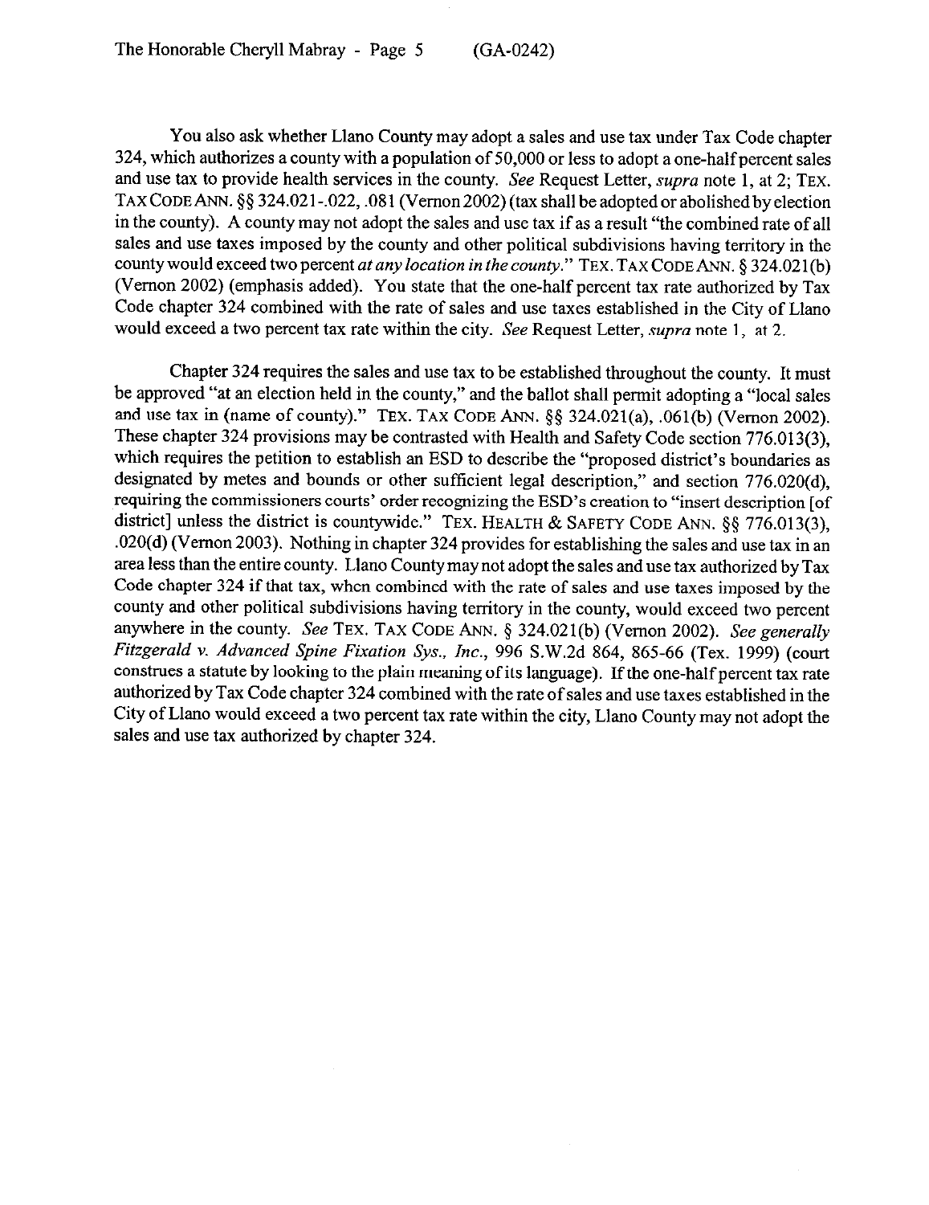You also ask whether Llano County may adopt a sales and use tax under Tax Code chapter 324, which authorizes a county with a population of 50,000 or less to adopt a one-half percent sales and use tax to provide health services in the county. *See* Request Letter, *supra* note 1, at 2; TEX. TAX CODE ANN. §§ 324.021-.022, .081 (Vernon 2002) (tax shall be adopted or abolished by election in the county). A county may not adopt the sales and use tax if as a result "the combined rate of all sales and use taxes imposed by the county and other political subdivisions having territory in the county would exceed two percent *at any location in the county*." TEX. TAX CODE ANN. § 324.021(b) (Vernon 2002) (emphasis added). You state that the one-half percent tax rate authorized by Tax Code chapter 324 combined with the rate of sales and use taxes established in the City of Llano would exceed a two percent tax rate within the city. *See* Request Letter, *supra* note 1, at 2.

Chapter 324 requires the sales and use tax to be established throughout the county. It must be approved "at an election held in the county," and the ballot shall permit adopting a "local sales and use tax in (name of county)." TEX. TAX CODE ANN. §§ 324.021(a), .061(b) (Vernon 2002). These chapter 324 provisions may be contrasted with Health and Safety Code section 776.013(3), which requires the petition to establish an ESD to describe the "proposed district's boundaries as designated by metes and bounds or other sufficient legal description," and section 776.020(d), requiring the commissioners courts' order recognizing the ESD's creation to "insert description [of district] unless the district is countywide." TEX. HEALTH & SAFETY CODE ANN. §§ 776.013(3), .020(d) (Vernon 2003). Nothing in chapter 324 provides for establishing the sales and use tax in an area less than the entire county. Llano County may not adopt the sales and use tax authorized by Tax Code chapter 324 if that tax, when combined with the rate of sales and use taxes imposed by the county and other political subdivisions having territory in the county, would exceed two percent anywhere in the county. *See* TEX. TAX CODE ANN. § 324.021(b) (Vernon 2002). *See generally Fitzgerald v. Advanced Spine Fixation Sys., Inc.*, 996 S.W.2d 864, 865-66 (Tex. 1999) (court construes a statute by looking to the plain meaning of its language). If the one-half percent tax rate authorized by Tax Code chapter 324 combined with the rate of sales and use taxes established in the City of Llano would exceed a two percent tax rate within the city, Llano County may not adopt the sales and use tax authorized by chapter 324.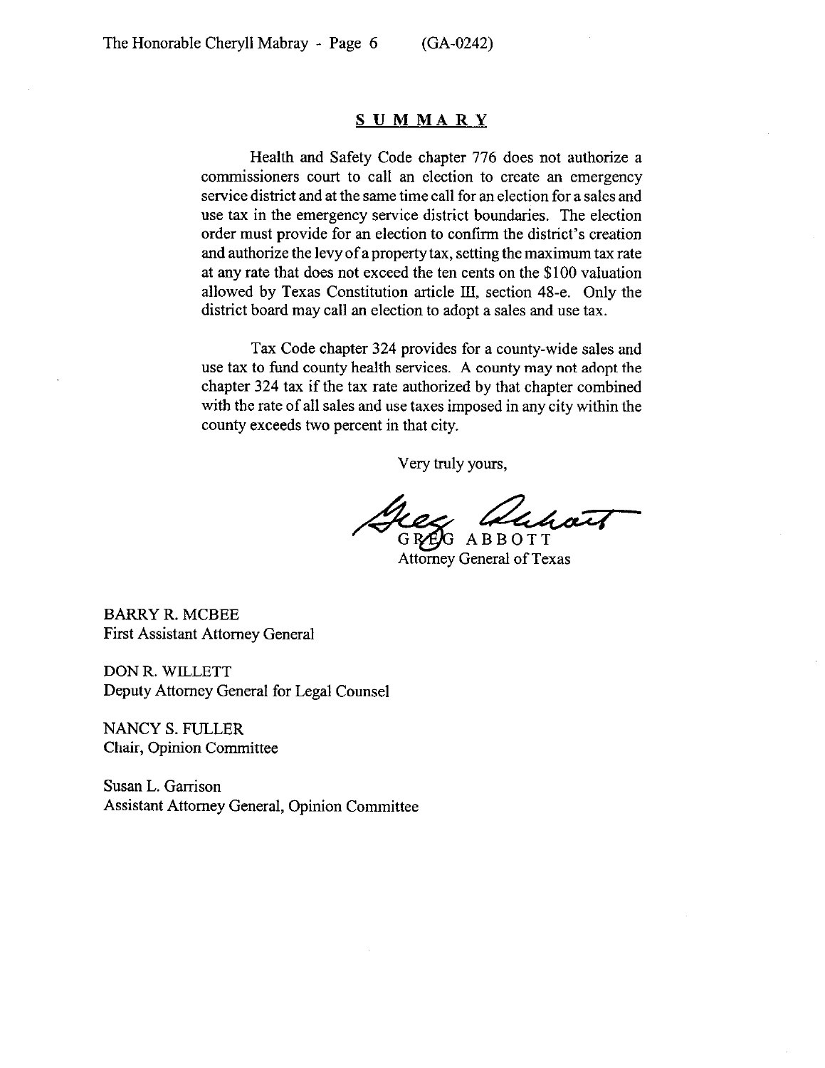## SUMMARY

Health and Safety Code chapter 776 does not authorize a commissioners court to call an election to create an emergency service district and at the same time call for an election for a sales and use tax in the emergency service district boundaries. The election order must provide for an election to confirm the district's creation and authorize the levy of a property tax, setting the maximum tax rate at any rate that does not exceed the ten cents on the $100 valuation allowed by Texas Constitution article III, section 48-e. Only the district board may call an election to adopt a sales and use tax.

Tax Code chapter 324 provides for a county-wide sales and use tax to fund county health services. A county may not adopt the chapter 324 tax if the tax rate authorized by that chapter combined with the rate of all sales and use taxes imposed in any city within the county exceeds two percent in that city.

Very truly yours,

GREG ABBOTT
Attorney General of Texas

BARRY R. MCBEE
First Assistant Attorney General

DON R. WILLETT
Deputy Attorney General for Legal Counsel

NANCY S. FULLER
Chair, Opinion Committee

Susan L. Garrison
Assistant Attorney General, Opinion Committee